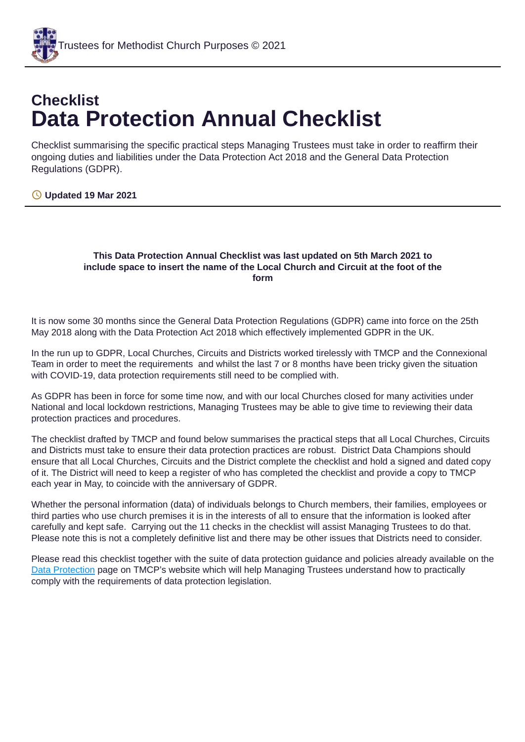Checklist

# Data Protection Annual Checklist

Checklist summarising the specific practical steps Managing Trustees must take in order to reaffirm their ongoing duties and liabilities under the Data Protection Act 2018 and the General Data Protection Regulations (GDPR).

**Updated 19 Mar 2021**

**This Data Protection Annual Checklist was last updated on 5th March 2021 to include space to insert the name of the Local Church and Circuit at the foot of the form**

It is now some 30 months since the General Data Protection Regulations (GDPR) came into force on the 25th May 2018 along with the Data Protection Act 2018 which effectively implemented GDPR in the UK.

In the run up to GDPR, Local Churches, Circuits and Districts worked tirelessly with TMCP and the Connexional Team in order to meet the requirements and whilst the last 7 or 8 months have been tricky given the situation with COVID-19, data protection requirements still need to be complied with.

As GDPR has been in force for some time now, and with our local Churches closed for many activities under National and local lockdown restrictions, Managing Trustees may be able to give time to reviewing their data protection practices and procedures.

The checklist drafted by TMCP and found below summarises the practical steps that all Local Churches, Circuits and Districts must take to ensure their data protection practices are robust. District Data Champions should ensure that all Local Churches, Circuits and the District complete the checklist and hold a signed and dated copy of it. The District will need to keep a register of who has completed the checklist and provide a copy to TMCP each year in May, to coincide with the anniversary of GDPR.

Whether the personal information (data) of individuals belongs to Church members, their families, employees or third parties who use church premises it is in the interests of all to ensure that the information is looked after carefully and kept safe. Carrying out the 11 checks in the checklist will assist Managing Trustees to do that. Please note this is not a completely definitive list and there may be other issues that Districts need to consider.

Please read this checklist together with the suite of data protection guidance and policies already available on the Data Protection page on TMCP's website which will help Managing Trustees understand how to practically comply with the requirements of data protection legislation.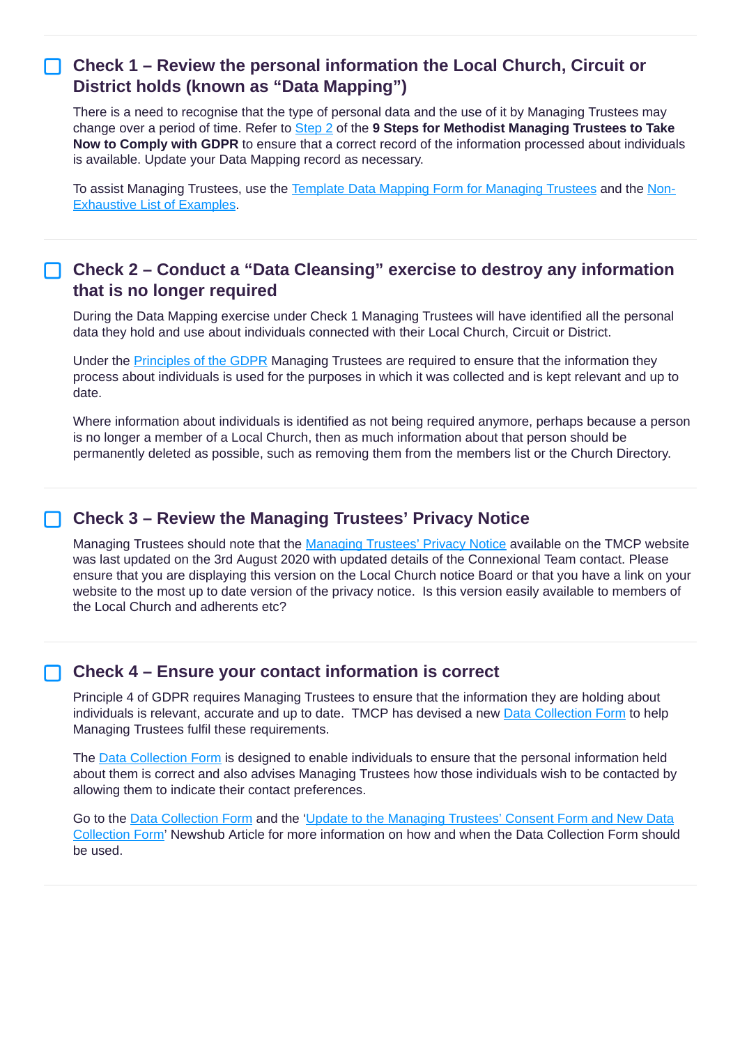## ☐ Check 1 – Review the personal information the Local Church, Circuit or District holds (known as "Data Mapping")

There is a need to recognise that the type of personal data and the use of it by Managing Trustees may change over a period of time. Refer to Step 2 of the **9 Steps for Methodist Managing Trustees to Take Now to Comply with GDPR** to ensure that a correct record of the information processed about individuals is available. Update your Data Mapping record as necessary.

To assist Managing Trustees, use the Template Data Mapping Form for Managing Trustees and the Non-Exhaustive List of Examples.

## ☐ Check 2 – Conduct a "Data Cleansing" exercise to destroy any information that is no longer required

During the Data Mapping exercise under Check 1 Managing Trustees will have identified all the personal data they hold and use about individuals connected with their Local Church, Circuit or District.

Under the Principles of the GDPR Managing Trustees are required to ensure that the information they process about individuals is used for the purposes in which it was collected and is kept relevant and up to date.

Where information about individuals is identified as not being required anymore, perhaps because a person is no longer a member of a Local Church, then as much information about that person should be permanently deleted as possible, such as removing them from the members list or the Church Directory.

## ☐ Check 3 – Review the Managing Trustees' Privacy Notice

Managing Trustees should note that the Managing Trustees' Privacy Notice available on the TMCP website was last updated on the 3rd August 2020 with updated details of the Connexional Team contact. Please ensure that you are displaying this version on the Local Church notice Board or that you have a link on your website to the most up to date version of the privacy notice. Is this version easily available to members of the Local Church and adherents etc?

## ☐ Check 4 – Ensure your contact information is correct

Principle 4 of GDPR requires Managing Trustees to ensure that the information they are holding about individuals is relevant, accurate and up to date. TMCP has devised a new Data Collection Form to help Managing Trustees fulfil these requirements.

The Data Collection Form is designed to enable individuals to ensure that the personal information held about them is correct and also advises Managing Trustees how those individuals wish to be contacted by allowing them to indicate their contact preferences.

Go to the Data Collection Form and the 'Update to the Managing Trustees' Consent Form and New Data Collection Form' Newshub Article for more information on how and when the Data Collection Form should be used.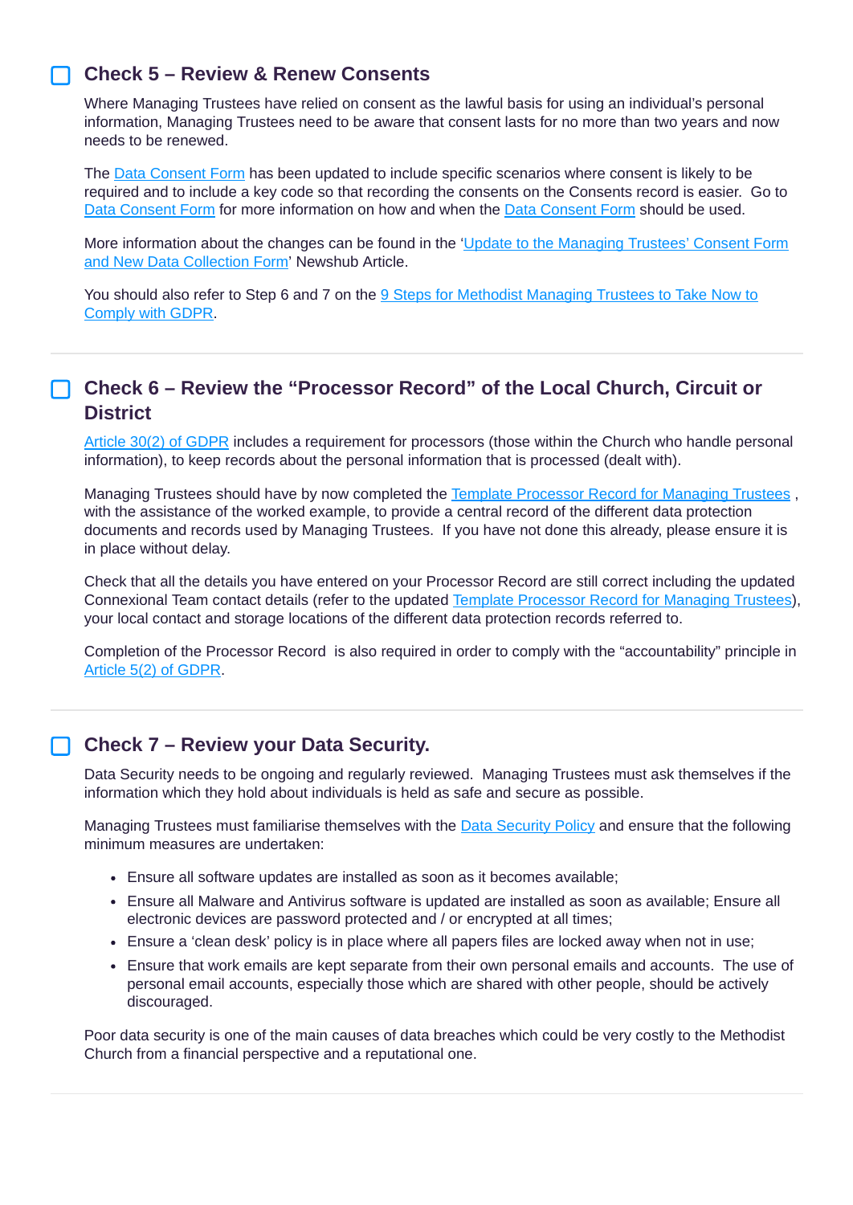## ☐ Check 5 – Review & Renew Consents

Where Managing Trustees have relied on consent as the lawful basis for using an individual's personal information, Managing Trustees need to be aware that consent lasts for no more than two years and now needs to be renewed.

The Data Consent Form has been updated to include specific scenarios where consent is likely to be required and to include a key code so that recording the consents on the Consents record is easier. Go to Data Consent Form for more information on how and when the Data Consent Form should be used.

More information about the changes can be found in the 'Update to the Managing Trustees' Consent Form and New Data Collection Form' Newshub Article.

You should also refer to Step 6 and 7 on the 9 Steps for Methodist Managing Trustees to Take Now to Comply with GDPR.

---

## ☐ Check 6 – Review the "Processor Record" of the Local Church, Circuit or District

Article 30(2) of GDPR includes a requirement for processors (those within the Church who handle personal information), to keep records about the personal information that is processed (dealt with).

Managing Trustees should have by now completed the Template Processor Record for Managing Trustees , with the assistance of the worked example, to provide a central record of the different data protection documents and records used by Managing Trustees. If you have not done this already, please ensure it is in place without delay.

Check that all the details you have entered on your Processor Record are still correct including the updated Connexional Team contact details (refer to the updated Template Processor Record for Managing Trustees), your local contact and storage locations of the different data protection records referred to.

Completion of the Processor Record is also required in order to comply with the "accountability" principle in Article 5(2) of GDPR.

---

## ☐ Check 7 – Review your Data Security.

Data Security needs to be ongoing and regularly reviewed. Managing Trustees must ask themselves if the information which they hold about individuals is held as safe and secure as possible.

Managing Trustees must familiarise themselves with the Data Security Policy and ensure that the following minimum measures are undertaken:

- Ensure all software updates are installed as soon as it becomes available;
- Ensure all Malware and Antivirus software is updated are installed as soon as available; Ensure all electronic devices are password protected and / or encrypted at all times;
- Ensure a 'clean desk' policy is in place where all papers files are locked away when not in use;
- Ensure that work emails are kept separate from their own personal emails and accounts. The use of personal email accounts, especially those which are shared with other people, should be actively discouraged.

Poor data security is one of the main causes of data breaches which could be very costly to the Methodist Church from a financial perspective and a reputational one.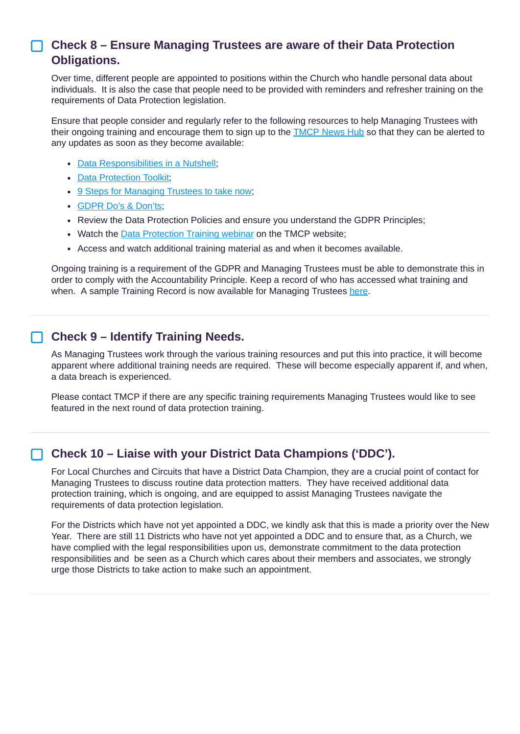## ☐ Check 8 – Ensure Managing Trustees are aware of their Data Protection Obligations.

Over time, different people are appointed to positions within the Church who handle personal data about individuals. It is also the case that people need to be provided with reminders and refresher training on the requirements of Data Protection legislation.

Ensure that people consider and regularly refer to the following resources to help Managing Trustees with their ongoing training and encourage them to sign up to the TMCP News Hub so that they can be alerted to any updates as soon as they become available:

- Data Responsibilities in a Nutshell;
- Data Protection Toolkit;
- 9 Steps for Managing Trustees to take now;
- GDPR Do's & Don'ts;
- Review the Data Protection Policies and ensure you understand the GDPR Principles;
- Watch the Data Protection Training webinar on the TMCP website;
- Access and watch additional training material as and when it becomes available.

Ongoing training is a requirement of the GDPR and Managing Trustees must be able to demonstrate this in order to comply with the Accountability Principle. Keep a record of who has accessed what training and when. A sample Training Record is now available for Managing Trustees here.

---

## ☐ Check 9 – Identify Training Needs.

As Managing Trustees work through the various training resources and put this into practice, it will become apparent where additional training needs are required. These will become especially apparent if, and when, a data breach is experienced.

Please contact TMCP if there are any specific training requirements Managing Trustees would like to see featured in the next round of data protection training.

---

## ☐ Check 10 – Liaise with your District Data Champions ('DDC').

For Local Churches and Circuits that have a District Data Champion, they are a crucial point of contact for Managing Trustees to discuss routine data protection matters. They have received additional data protection training, which is ongoing, and are equipped to assist Managing Trustees navigate the requirements of data protection legislation.

For the Districts which have not yet appointed a DDC, we kindly ask that this is made a priority over the New Year. There are still 11 Districts who have not yet appointed a DDC and to ensure that, as a Church, we have complied with the legal responsibilities upon us, demonstrate commitment to the data protection responsibilities and be seen as a Church which cares about their members and associates, we strongly urge those Districts to take action to make such an appointment.

---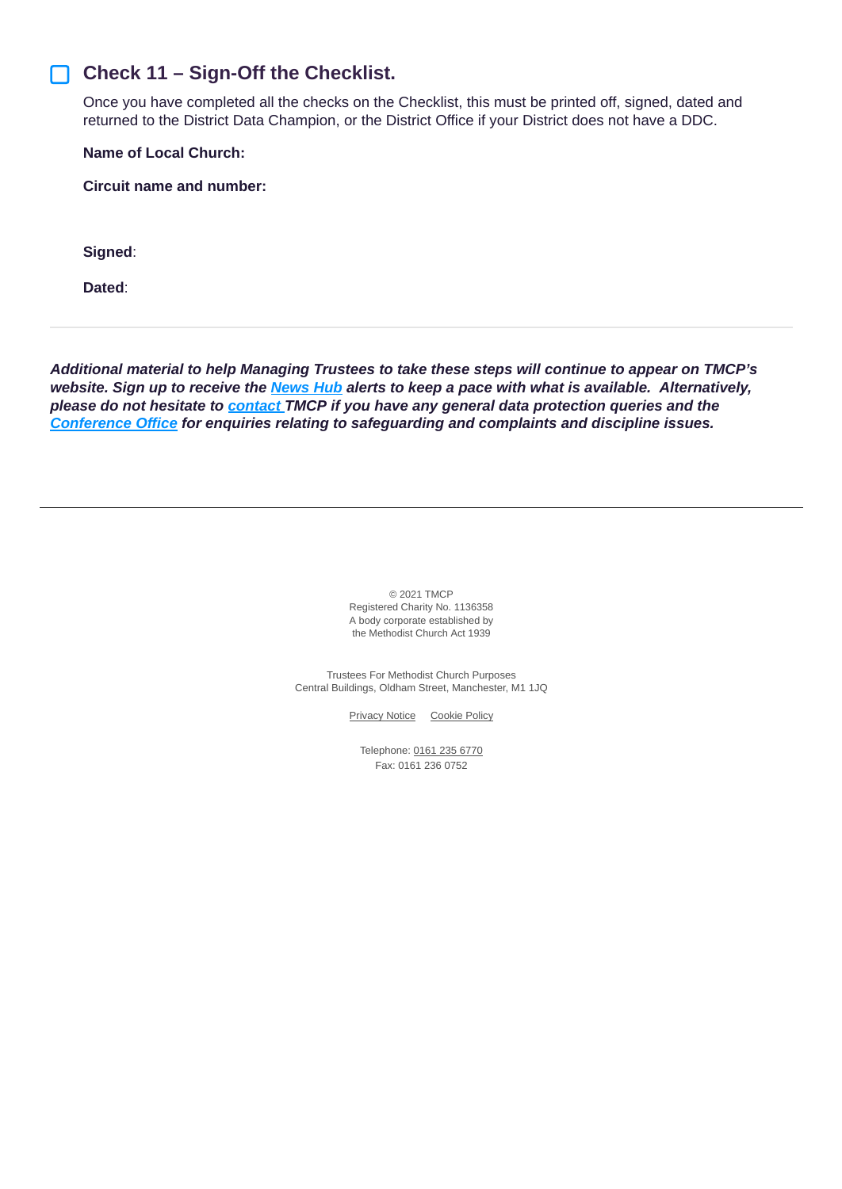## ☐ Check 11 – Sign-Off the Checklist.

Once you have completed all the checks on the Checklist, this must be printed off, signed, dated and returned to the District Data Champion, or the District Office if your District does not have a DDC.

**Name of Local Church:**

**Circuit name and number:**

**Signed**:

**Dated**:

---

***Additional material to help Managing Trustees to take these steps will continue to appear on TMCP's website. Sign up to receive the News Hub alerts to keep a pace with what is available. Alternatively, please do not hesitate to contact TMCP if you have any general data protection queries and the Conference Office for enquiries relating to safeguarding and complaints and discipline issues.***

---

© 2021 TMCP
Registered Charity No. 1136358
A body corporate established by
the Methodist Church Act 1939

Trustees For Methodist Church Purposes
Central Buildings, Oldham Street, Manchester, M1 1JQ

Privacy Notice    Cookie Policy

Telephone: 0161 235 6770
Fax: 0161 236 0752